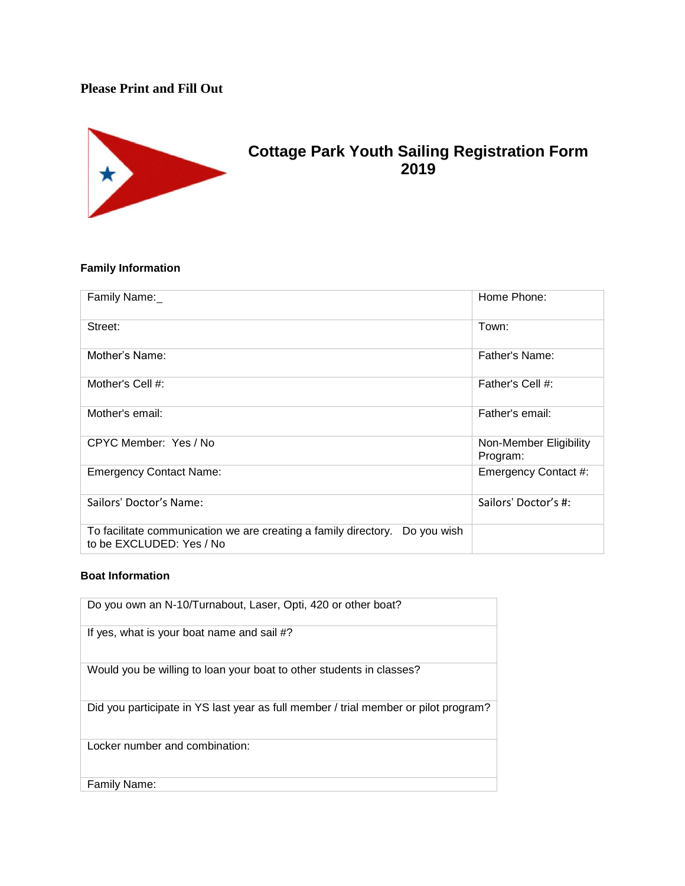**Please Print and Fill Out**

# Cottage Park Youth Sailing Registration Form 2019

### Family Information

| | |
|---|---|
| Family Name:_ | Home Phone: |
| Street: | Town: |
| Mother's Name: | Father's Name: |
| Mother's Cell #: | Father's Cell #: |
| Mother's email: | Father's email: |
| CPYC Member: Yes / No | Non-Member Eligibility Program: |
| Emergency Contact Name: | Emergency Contact #: |
| Sailors' Doctor's Name: | Sailors' Doctor's #: |
| To facilitate communication we are creating a family directory. Do you wish to be EXCLUDED: Yes / No | |

### Boat Information

| |
|---|
| Do you own an N-10/Turnabout, Laser, Opti, 420 or other boat? |
| If yes, what is your boat name and sail #? |
| Would you be willing to loan your boat to other students in classes? |
| Did you participate in YS last year as full member / trial member or pilot program? |
| Locker number and combination: |
| Family Name: |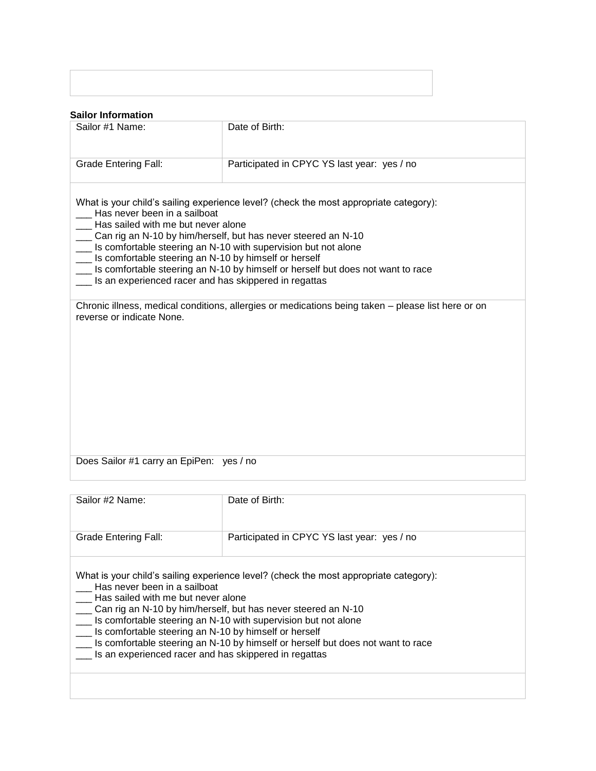**Sailor Information**

| Sailor #1 Name: | Date of Birth: |
| --- | --- |
| Grade Entering Fall: | Participated in CPYC YS last year: yes / no |

What is your child's sailing experience level? (check the most appropriate category):

___ Has never been in a sailboat
___ Has sailed with me but never alone
___ Can rig an N-10 by him/herself, but has never steered an N-10
___ Is comfortable steering an N-10 with supervision but not alone
___ Is comfortable steering an N-10 by himself or herself
___ Is comfortable steering an N-10 by himself or herself but does not want to race
___ Is an experienced racer and has skippered in regattas

Chronic illness, medical conditions, allergies or medications being taken – please list here or on reverse or indicate None.

Does Sailor #1 carry an EpiPen: yes / no

| Sailor #2 Name: | Date of Birth: |
| --- | --- |
| Grade Entering Fall: | Participated in CPYC YS last year: yes / no |

What is your child's sailing experience level? (check the most appropriate category):

___ Has never been in a sailboat
___ Has sailed with me but never alone
___ Can rig an N-10 by him/herself, but has never steered an N-10
___ Is comfortable steering an N-10 with supervision but not alone
___ Is comfortable steering an N-10 by himself or herself
___ Is comfortable steering an N-10 by himself or herself but does not want to race
___ Is an experienced racer and has skippered in regattas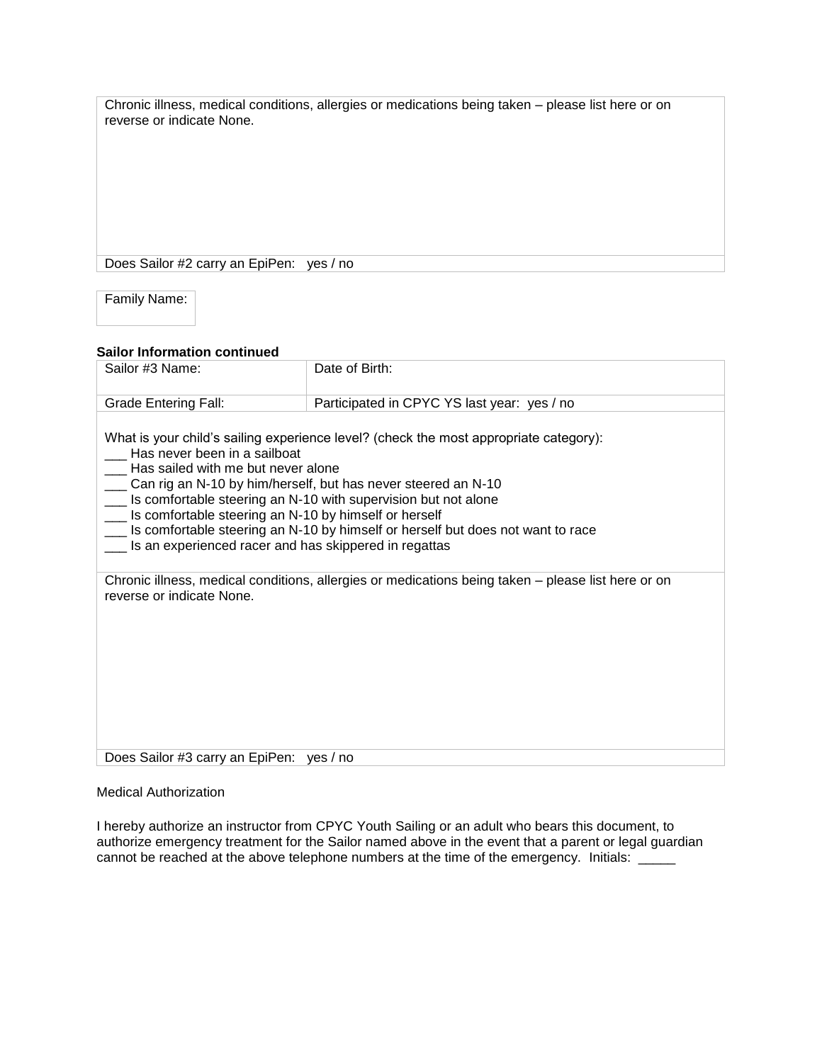| Chronic illness, medical conditions, allergies or medications being taken – please list here or on reverse or indicate None. |
|---|
| Does Sailor #2 carry an EpiPen: yes / no |

| Family Name: |
|---|

**Sailor Information continued**

| Sailor #3 Name: | Date of Birth: |
|---|---|
| Grade Entering Fall: | Participated in CPYC YS last year: yes / no |

What is your child's sailing experience level? (check the most appropriate category):

___ Has never been in a sailboat
___ Has sailed with me but never alone
___ Can rig an N-10 by him/herself, but has never steered an N-10
___ Is comfortable steering an N-10 with supervision but not alone
___ Is comfortable steering an N-10 by himself or herself
___ Is comfortable steering an N-10 by himself or herself but does not want to race
___ Is an experienced racer and has skippered in regattas

| Chronic illness, medical conditions, allergies or medications being taken – please list here or on reverse or indicate None. |
|---|
| Does Sailor #3 carry an EpiPen: yes / no |

Medical Authorization

I hereby authorize an instructor from CPYC Youth Sailing or an adult who bears this document, to authorize emergency treatment for the Sailor named above in the event that a parent or legal guardian cannot be reached at the above telephone numbers at the time of the emergency. Initials: _____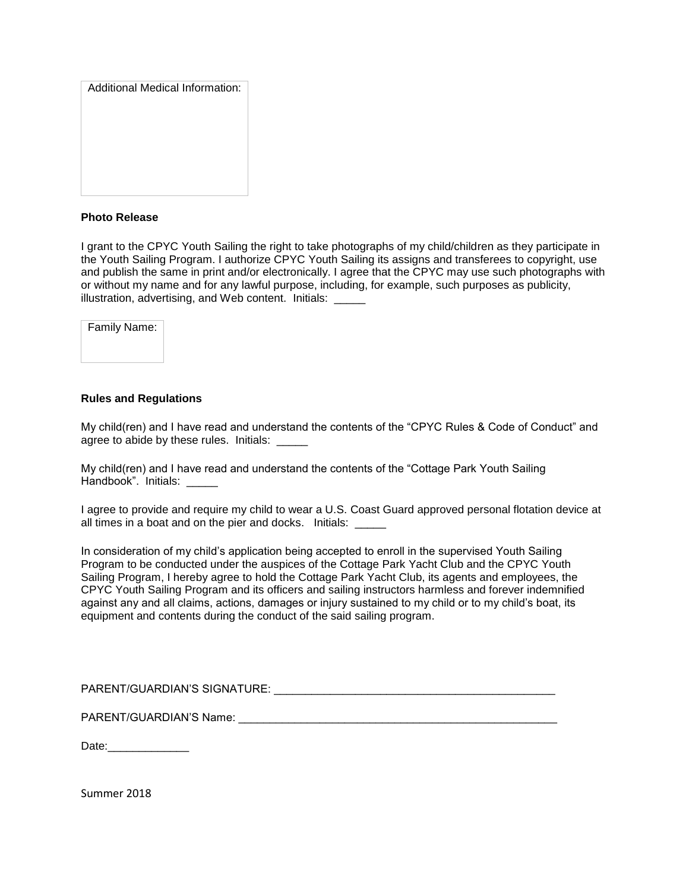Additional Medical Information:

**Photo Release**

I grant to the CPYC Youth Sailing the right to take photographs of my child/children as they participate in the Youth Sailing Program. I authorize CPYC Youth Sailing its assigns and transferees to copyright, use and publish the same in print and/or electronically. I agree that the CPYC may use such photographs with or without my name and for any lawful purpose, including, for example, such purposes as publicity, illustration, advertising, and Web content. Initials: _____

Family Name:

**Rules and Regulations**

My child(ren) and I have read and understand the contents of the "CPYC Rules & Code of Conduct" and agree to abide by these rules. Initials: _____

My child(ren) and I have read and understand the contents of the "Cottage Park Youth Sailing Handbook". Initials: _____

I agree to provide and require my child to wear a U.S. Coast Guard approved personal flotation device at all times in a boat and on the pier and docks. Initials: _____

In consideration of my child's application being accepted to enroll in the supervised Youth Sailing Program to be conducted under the auspices of the Cottage Park Yacht Club and the CPYC Youth Sailing Program, I hereby agree to hold the Cottage Park Yacht Club, its agents and employees, the CPYC Youth Sailing Program and its officers and sailing instructors harmless and forever indemnified against any and all claims, actions, damages or injury sustained to my child or to my child's boat, its equipment and contents during the conduct of the said sailing program.

PARENT/GUARDIAN'S SIGNATURE: _______________________________________________

PARENT/GUARDIAN'S Name: ____________________________________________________

Date:_____________

Summer 2018